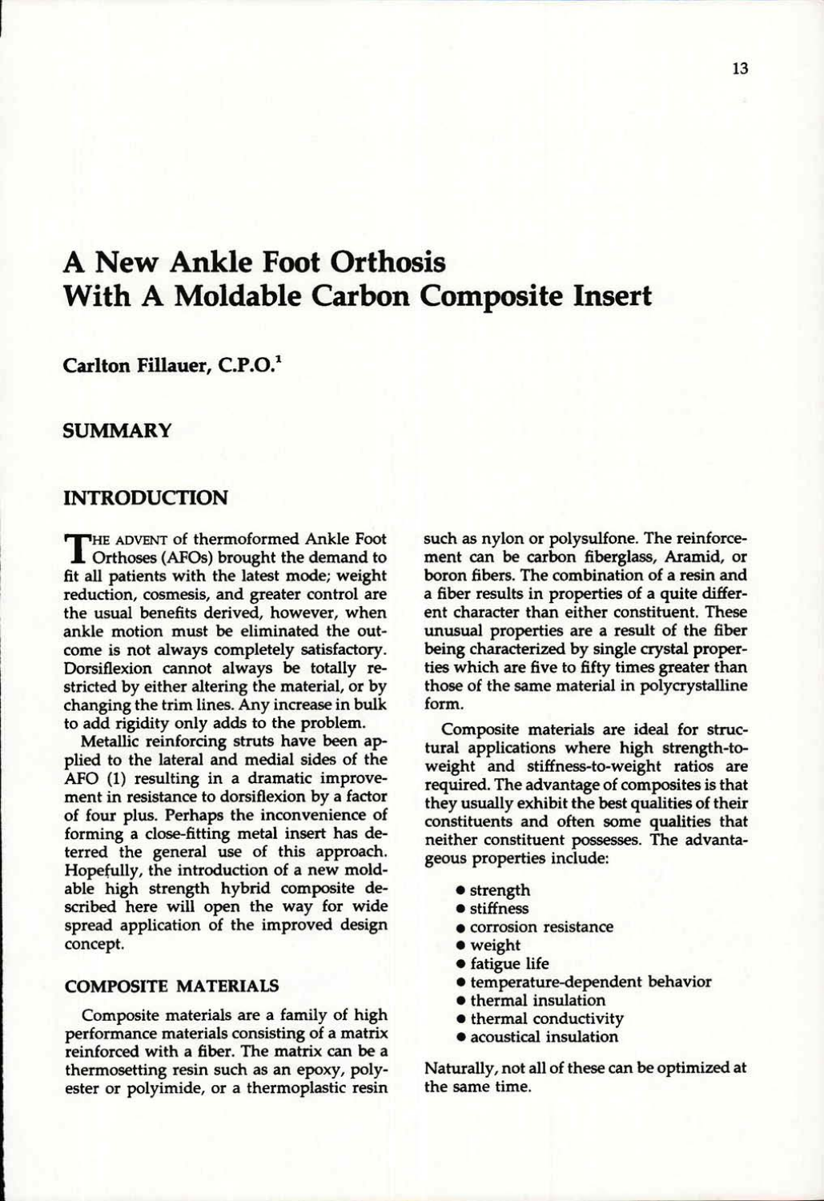# A New Ankle Foot Orthosis With A Moldable Carbon Composite Insert

**Carlton Fillauer, C.P.O.[1]**

## SUMMARY

## INTRODUCTION

THE ADVENT of thermoformed Ankle Foot Orthoses (AFOs) brought the demand to fit all patients with the latest mode; weight reduction, cosmesis, and greater control are the usual benefits derived, however, when ankle motion must be eliminated the outcome is not always completely satisfactory. Dorsiflexion cannot always be totally restricted by either altering the material, or by changing the trim lines. Any increase in bulk to add rigidity only adds to the problem.

Metallic reinforcing struts have been applied to the lateral and medial sides of the AFO (1) resulting in a dramatic improvement in resistance to dorsiflexion by a factor of four plus. Perhaps the inconvenience of forming a close-fitting metal insert has deterred the general use of this approach. Hopefully, the introduction of a new moldable high strength hybrid composite described here will open the way for wide spread application of the improved design concept.

### COMPOSITE MATERIALS

Composite materials are a family of high performance materials consisting of a matrix reinforced with a fiber. The matrix can be a thermosetting resin such as an epoxy, polyester or polyimide, or a thermoplastic resin such as nylon or polysulfone. The reinforcement can be carbon fiberglass, Aramid, or boron fibers. The combination of a resin and a fiber results in properties of a quite different character than either constituent. These unusual properties are a result of the fiber being characterized by single crystal properties which are five to fifty times greater than those of the same material in polycrystalline form.

Composite materials are ideal for structural applications where high strength-to-weight and stiffness-to-weight ratios are required. The advantage of composites is that they usually exhibit the best qualities of their constituents and often some qualities that neither constituent possesses. The advantageous properties include:

- strength
- stiffness
- corrosion resistance
- weight
- fatigue life
- temperature-dependent behavior
- thermal insulation
- thermal conductivity
- acoustical insulation

Naturally, not all of these can be optimized at the same time.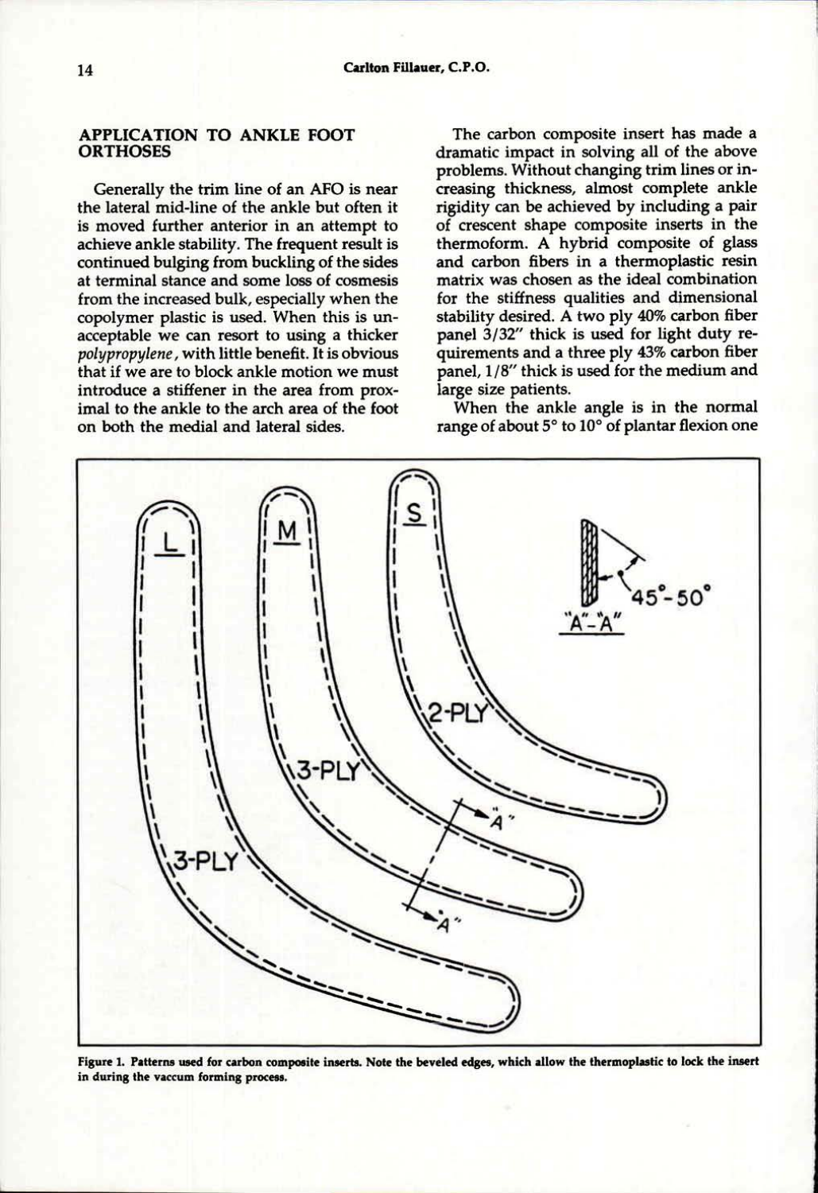## APPLICATION TO ANKLE FOOT ORTHOSES

Generally the trim line of an AFO is near the lateral mid-line of the ankle but often it is moved further anterior in an attempt to achieve ankle stability. The frequent result is continued bulging from buckling of the sides at terminal stance and some loss of cosmesis from the increased bulk, especially when the copolymer plastic is used. When this is unacceptable we can resort to using a thicker *polypropylene*, with little benefit. It is obvious that if we are to block ankle motion we must introduce a stiffener in the area from proximal to the ankle to the arch area of the foot on both the medial and lateral sides.

The carbon composite insert has made a dramatic impact in solving all of the above problems. Without changing trim lines or increasing thickness, almost complete ankle rigidity can be achieved by including a pair of crescent shape composite inserts in the thermoform. A hybrid composite of glass and carbon fibers in a thermoplastic resin matrix was chosen as the ideal combination for the stiffness qualities and dimensional stability desired. A two ply 40% carbon fiber panel 3/32" thick is used for light duty requirements and a three ply 43% carbon fiber panel, 1/8" thick is used for the medium and large size patients.

When the ankle angle is in the normal range of about 5° to 10° of plantar flexion one

**Figure 1. Patterns used for carbon composite inserts. Note the beveled edges, which allow the thermoplastic to lock the insert in during the vaccum forming process.**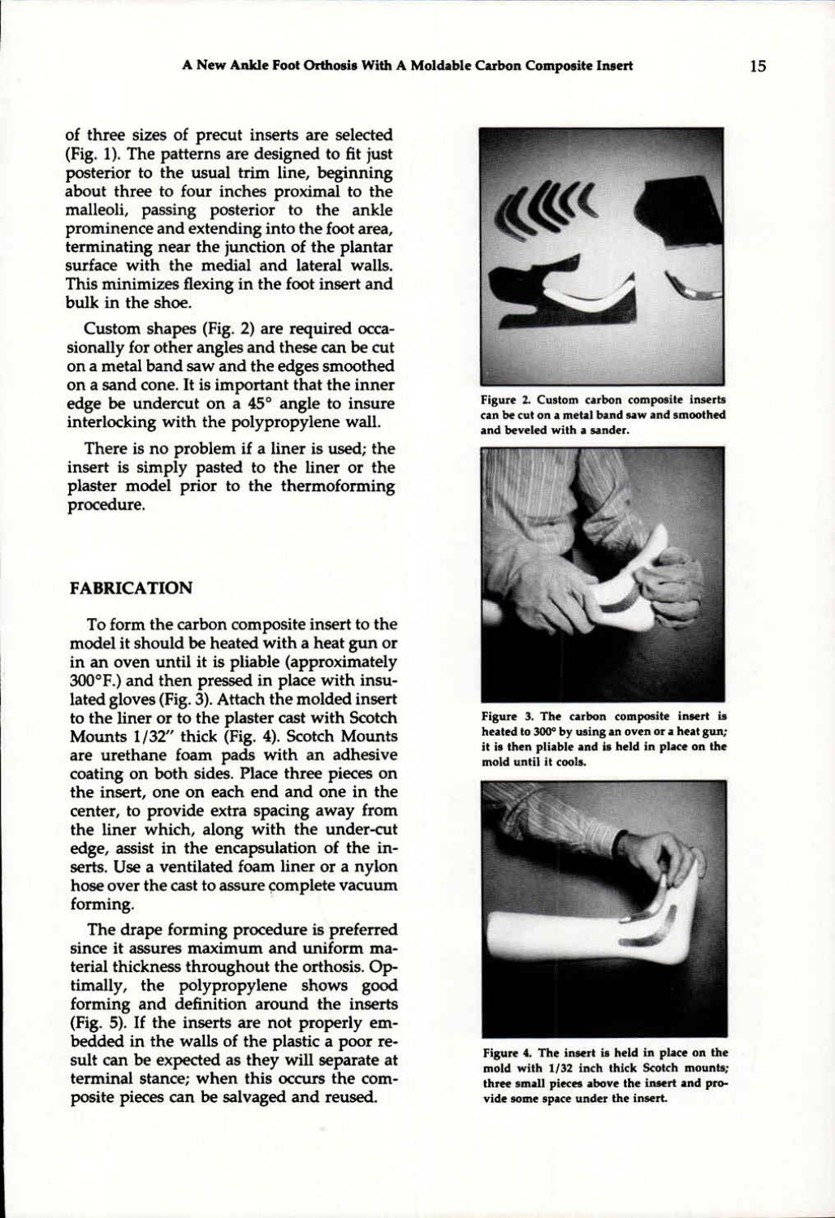of three sizes of precut inserts are selected (Fig. 1). The patterns are designed to fit just posterior to the usual trim line, beginning about three to four inches proximal to the malleoli, passing posterior to the ankle prominence and extending into the foot area, terminating near the junction of the plantar surface with the medial and lateral walls. This minimizes flexing in the foot insert and bulk in the shoe.

Custom shapes (Fig. 2) are required occasionally for other angles and these can be cut on a metal band saw and the edges smoothed on a sand cone. It is important that the inner edge be undercut on a 45° angle to insure interlocking with the polypropylene wall.

There is no problem if a liner is used; the insert is simply pasted to the liner or the plaster model prior to the thermoforming procedure.

## FABRICATION

To form the carbon composite insert to the model it should be heated with a heat gun or in an oven until it is pliable (approximately 300°F.) and then pressed in place with insulated gloves (Fig. 3). Attach the molded insert to the liner or to the plaster cast with Scotch Mounts 1/32" thick (Fig. 4). Scotch Mounts are urethane foam pads with an adhesive coating on both sides. Place three pieces on the insert, one on each end and one in the center, to provide extra spacing away from the liner which, along with the under-cut edge, assist in the encapsulation of the inserts. Use a ventilated foam liner or a nylon hose over the cast to assure complete vacuum forming.

The drape forming procedure is preferred since it assures maximum and uniform material thickness throughout the orthosis. Optimally, the polypropylene shows good forming and definition around the inserts (Fig. 5). If the inserts are not properly embedded in the walls of the plastic a poor result can be expected as they will separate at terminal stance; when this occurs the composite pieces can be salvaged and reused.

**Figure 2. Custom carbon composite inserts can be cut on a metal band saw and smoothed and beveled with a sander.**

**Figure 3. The carbon composite insert is heated to 300° by using an oven or a heat gun; it is then pliable and is held in place on the mold until it cools.**

**Figure 4. The insert is held in place on the mold with 1/32 inch thick Scotch mounts; three small pieces above the insert and provide some space under the insert.**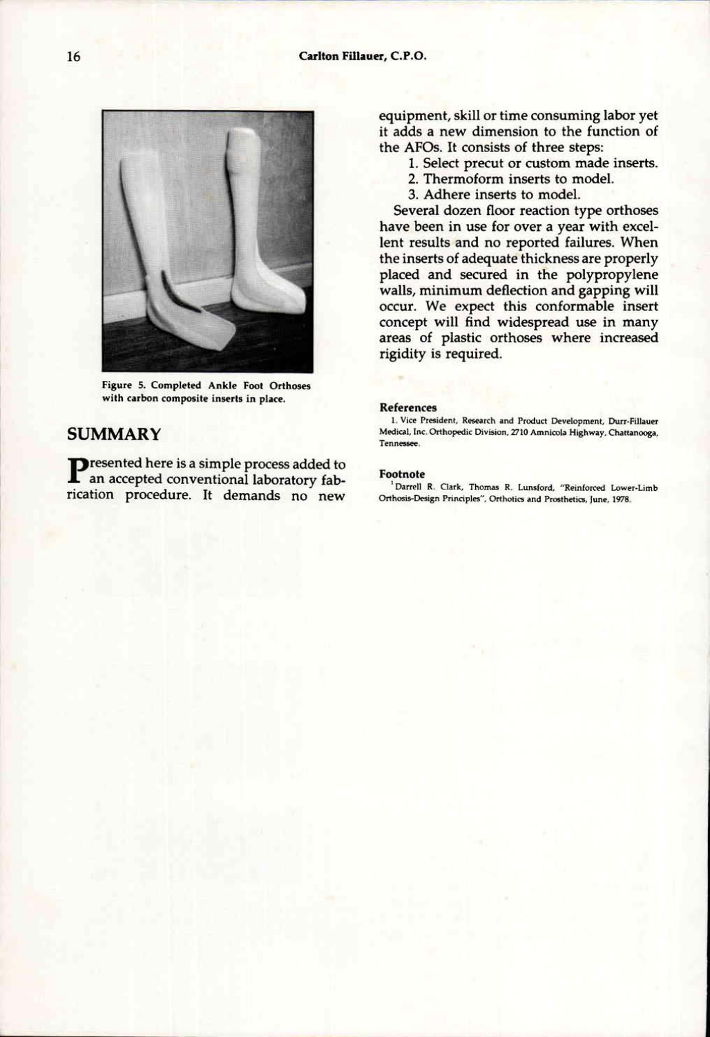Figure 5. Completed Ankle Foot Orthoses with carbon composite inserts in place.

## SUMMARY

Presented here is a simple process added to an accepted conventional laboratory fabrication procedure. It demands no new equipment, skill or time consuming labor yet it adds a new dimension to the function of the AFOs. It consists of three steps:

1. Select precut or custom made inserts.
2. Thermoform inserts to model.
3. Adhere inserts to model.

Several dozen floor reaction type orthoses have been in use for over a year with excellent results and no reported failures. When the inserts of adequate thickness are properly placed and secured in the polypropylene walls, minimum deflection and gapping will occur. We expect this conformable insert concept will find widespread use in many areas of plastic orthoses where increased rigidity is required.

#### References

1. Vice President, Research and Product Development, Durr-Fillauer Medical, Inc. Orthopedic Division, 2710 Amnicola Highway, Chattanooga, Tennessee.

#### Footnote

[1] Darrell R. Clark, Thomas R. Lunsford, "Reinforced Lower-Limb Orthosis-Design Principles", Orthotics and Prosthetics, June, 1978.